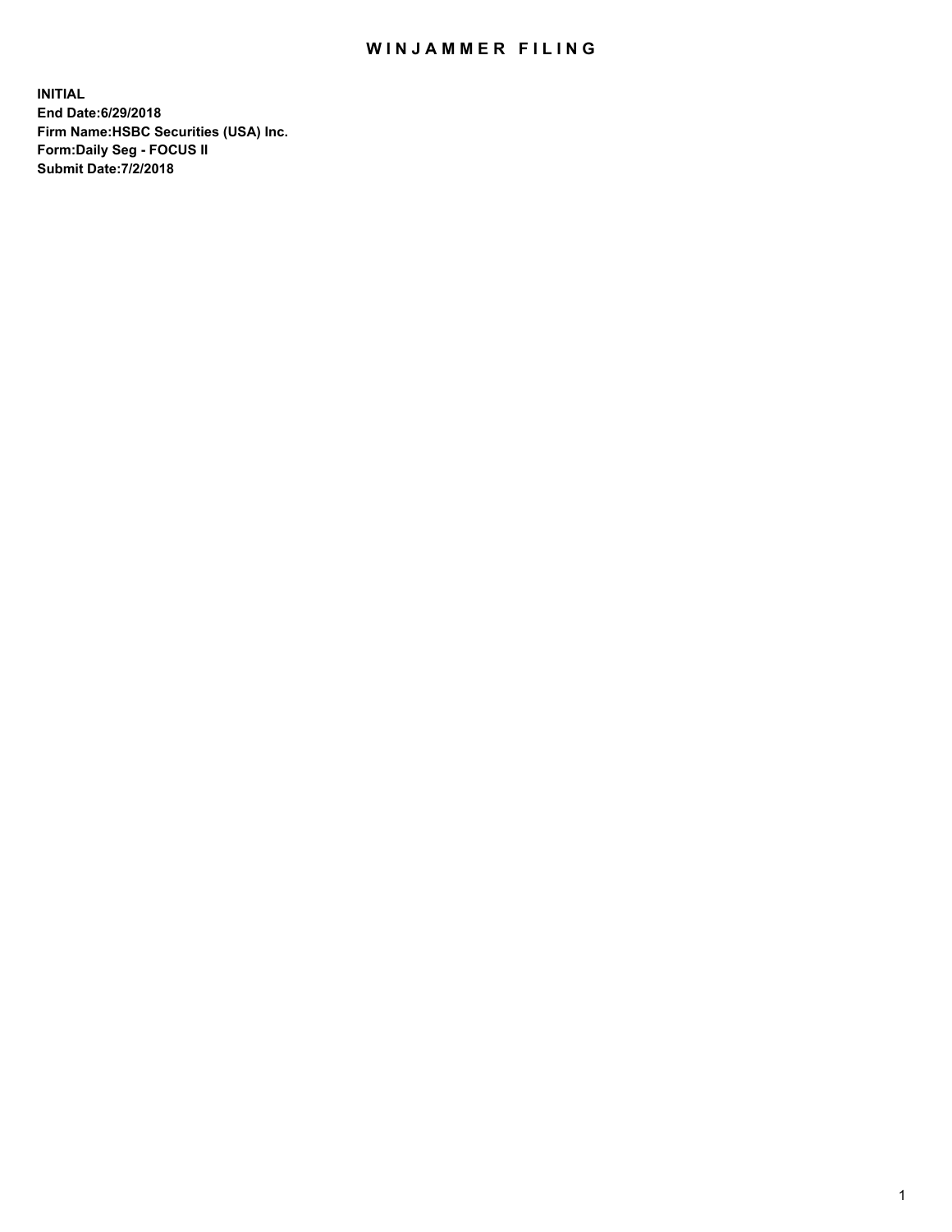# WINJAMMER FILING

**INITIAL**
**End Date:6/29/2018**
**Firm Name:HSBC Securities (USA) Inc.**
**Form:Daily Seg - FOCUS II**
**Submit Date:7/2/2018**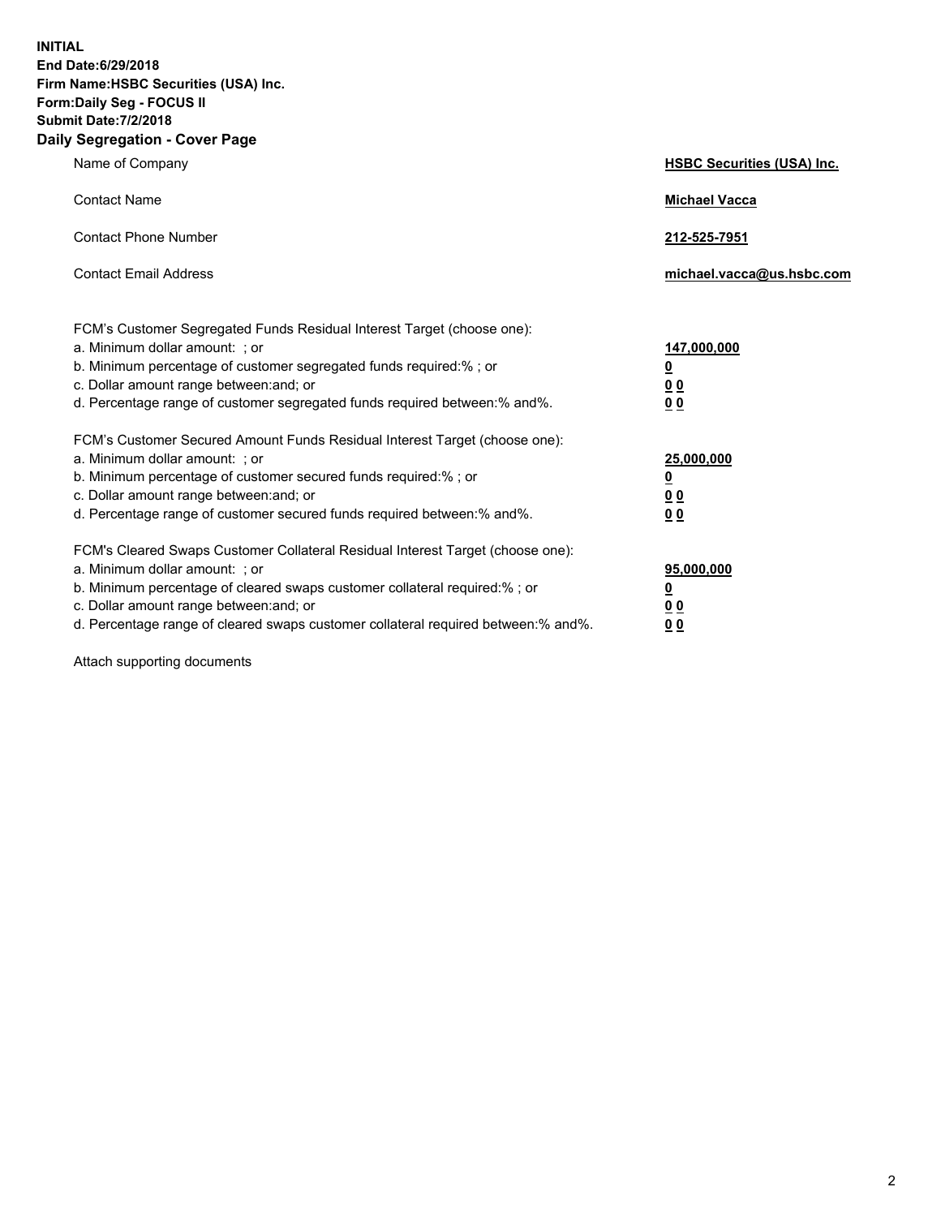**INITIAL**
**End Date:6/29/2018**
**Firm Name:HSBC Securities (USA) Inc.**
**Form:Daily Seg - FOCUS II**
**Submit Date:7/2/2018**

## Daily Segregation - Cover Page

| | |
|---|---|
| Name of Company | **HSBC Securities (USA) Inc.** |
| Contact Name | **Michael Vacca** |
| Contact Phone Number | **212-525-7951** |
| Contact Email Address | **michael.vacca@us.hsbc.com** |

| | |
|---|---|
| FCM's Customer Segregated Funds Residual Interest Target (choose one): | |
| a. Minimum dollar amount: ; or | **147,000,000** |
| b. Minimum percentage of customer segregated funds required:% ; or | **0** |
| c. Dollar amount range between:and; or | **0 0** |
| d. Percentage range of customer segregated funds required between:% and%. | **0 0** |
| FCM's Customer Secured Amount Funds Residual Interest Target (choose one): | |
| a. Minimum dollar amount: ; or | **25,000,000** |
| b. Minimum percentage of customer secured funds required:% ; or | **0** |
| c. Dollar amount range between:and; or | **0 0** |
| d. Percentage range of customer secured funds required between:% and%. | **0 0** |
| FCM's Cleared Swaps Customer Collateral Residual Interest Target (choose one): | |
| a. Minimum dollar amount: ; or | **95,000,000** |
| b. Minimum percentage of cleared swaps customer collateral required:% ; or | **0** |
| c. Dollar amount range between:and; or | **0 0** |
| d. Percentage range of cleared swaps customer collateral required between:% and%. | **0 0** |

Attach supporting documents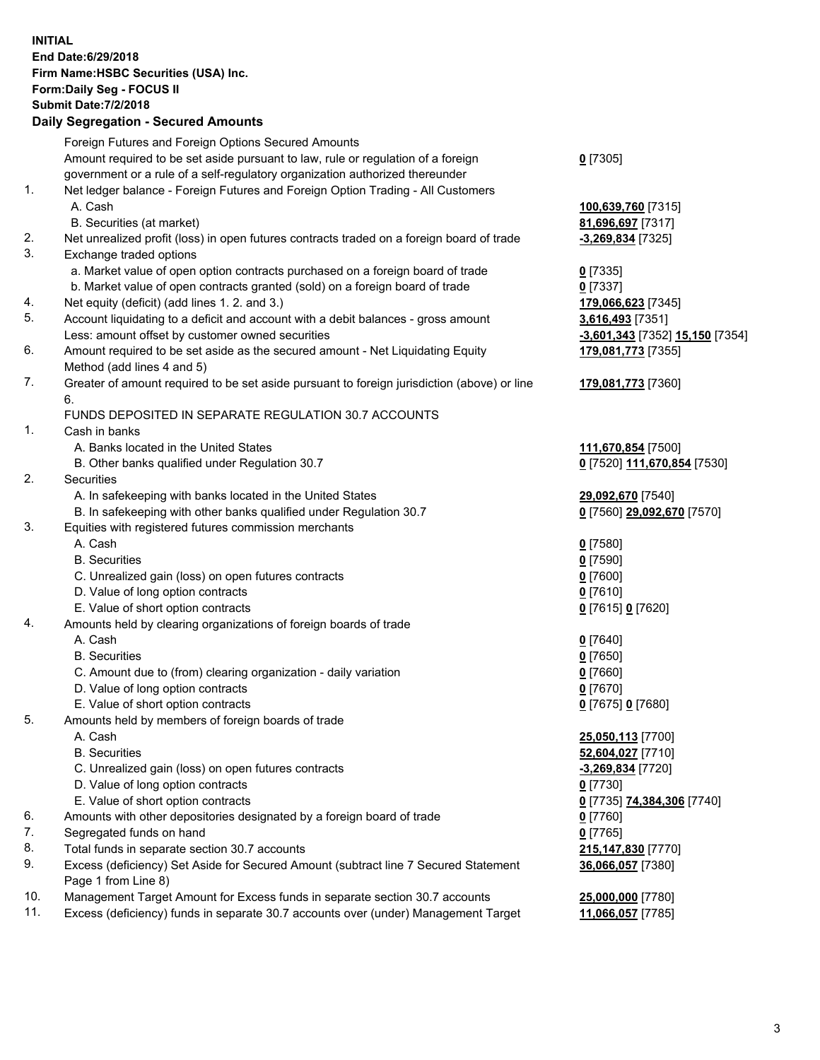**INITIAL**
**End Date:6/29/2018**
**Firm Name:HSBC Securities (USA) Inc.**
**Form:Daily Seg - FOCUS II**
**Submit Date:7/2/2018**

## Daily Segregation - Secured Amounts

| | | |
|---|---|---|
| | Foreign Futures and Foreign Options Secured Amounts | |
| | Amount required to be set aside pursuant to law, rule or regulation of a foreign government or a rule of a self-regulatory organization authorized thereunder | **0** [7305] |
| 1. | Net ledger balance - Foreign Futures and Foreign Option Trading - All Customers | |
| | A. Cash | **100,639,760** [7315] |
| | B. Securities (at market) | **81,696,697** [7317] |
| 2. | Net unrealized profit (loss) in open futures contracts traded on a foreign board of trade | **-3,269,834** [7325] |
| 3. | Exchange traded options | |
| | a. Market value of open option contracts purchased on a foreign board of trade | **0** [7335] |
| | b. Market value of open contracts granted (sold) on a foreign board of trade | **0** [7337] |
| 4. | Net equity (deficit) (add lines 1. 2. and 3.) | **179,066,623** [7345] |
| 5. | Account liquidating to a deficit and account with a debit balances - gross amount | **3,616,493** [7351] |
| | Less: amount offset by customer owned securities | **-3,601,343** [7352] **15,150** [7354] |
| 6. | Amount required to be set aside as the secured amount - Net Liquidating Equity Method (add lines 4 and 5) | **179,081,773** [7355] |
| 7. | Greater of amount required to be set aside pursuant to foreign jurisdiction (above) or line 6. | **179,081,773** [7360] |
| | FUNDS DEPOSITED IN SEPARATE REGULATION 30.7 ACCOUNTS | |
| 1. | Cash in banks | |
| | A. Banks located in the United States | **111,670,854** [7500] |
| | B. Other banks qualified under Regulation 30.7 | **0** [7520] **111,670,854** [7530] |
| 2. | Securities | |
| | A. In safekeeping with banks located in the United States | **29,092,670** [7540] |
| | B. In safekeeping with other banks qualified under Regulation 30.7 | **0** [7560] **29,092,670** [7570] |
| 3. | Equities with registered futures commission merchants | |
| | A. Cash | **0** [7580] |
| | B. Securities | **0** [7590] |
| | C. Unrealized gain (loss) on open futures contracts | **0** [7600] |
| | D. Value of long option contracts | **0** [7610] |
| | E. Value of short option contracts | **0** [7615] **0** [7620] |
| 4. | Amounts held by clearing organizations of foreign boards of trade | |
| | A. Cash | **0** [7640] |
| | B. Securities | **0** [7650] |
| | C. Amount due to (from) clearing organization - daily variation | **0** [7660] |
| | D. Value of long option contracts | **0** [7670] |
| | E. Value of short option contracts | **0** [7675] **0** [7680] |
| 5. | Amounts held by members of foreign boards of trade | |
| | A. Cash | **25,050,113** [7700] |
| | B. Securities | **52,604,027** [7710] |
| | C. Unrealized gain (loss) on open futures contracts | **-3,269,834** [7720] |
| | D. Value of long option contracts | **0** [7730] |
| | E. Value of short option contracts | **0** [7735] **74,384,306** [7740] |
| 6. | Amounts with other depositories designated by a foreign board of trade | **0** [7760] |
| 7. | Segregated funds on hand | **0** [7765] |
| 8. | Total funds in separate section 30.7 accounts | **215,147,830** [7770] |
| 9. | Excess (deficiency) Set Aside for Secured Amount (subtract line 7 Secured Statement Page 1 from Line 8) | **36,066,057** [7380] |
| 10. | Management Target Amount for Excess funds in separate section 30.7 accounts | **25,000,000** [7780] |
| 11. | Excess (deficiency) funds in separate 30.7 accounts over (under) Management Target | **11,066,057** [7785] |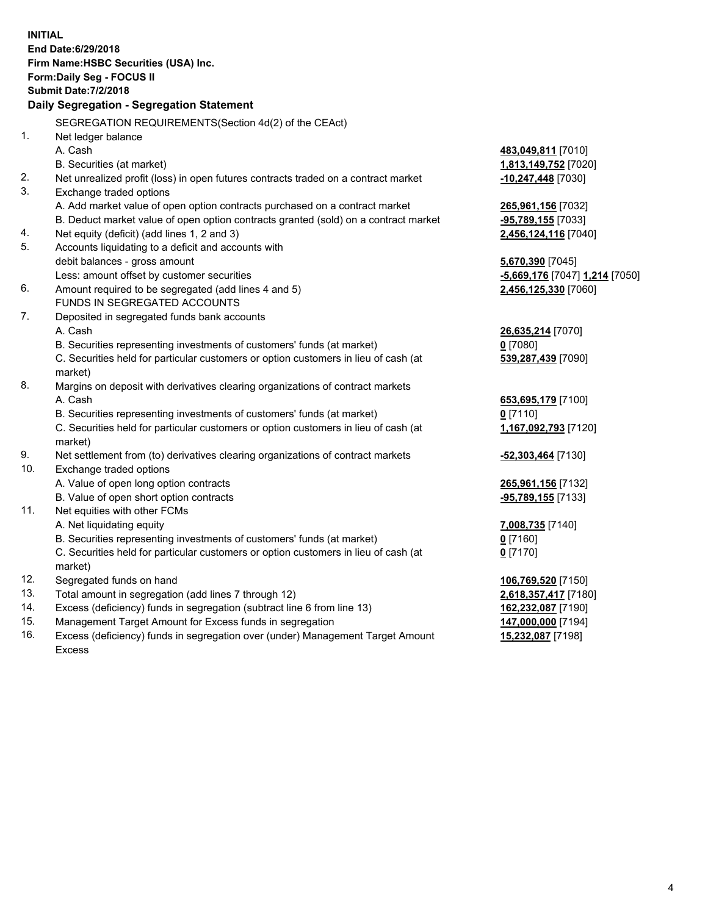**INITIAL**
**End Date:6/29/2018**
**Firm Name:HSBC Securities (USA) Inc.**
**Form:Daily Seg - FOCUS II**
**Submit Date:7/2/2018**

## Daily Segregation - Segregation Statement

SEGREGATION REQUIREMENTS(Section 4d(2) of the CEAct)

| | | |
|---|---|---|
| 1. | Net ledger balance | |
| | A. Cash | **483,049,811** [7010] |
| | B. Securities (at market) | **1,813,149,752** [7020] |
| 2. | Net unrealized profit (loss) in open futures contracts traded on a contract market | **-10,247,448** [7030] |
| 3. | Exchange traded options | |
| | A. Add market value of open option contracts purchased on a contract market | **265,961,156** [7032] |
| | B. Deduct market value of open option contracts granted (sold) on a contract market | **-95,789,155** [7033] |
| 4. | Net equity (deficit) (add lines 1, 2 and 3) | **2,456,124,116** [7040] |
| 5. | Accounts liquidating to a deficit and accounts with debit balances - gross amount | **5,670,390** [7045] |
| | Less: amount offset by customer securities | **-5,669,176** [7047] **1,214** [7050] |
| 6. | Amount required to be segregated (add lines 4 and 5) | **2,456,125,330** [7060] |
| | FUNDS IN SEGREGATED ACCOUNTS | |
| 7. | Deposited in segregated funds bank accounts | |
| | A. Cash | **26,635,214** [7070] |
| | B. Securities representing investments of customers' funds (at market) | **0** [7080] |
| | C. Securities held for particular customers or option customers in lieu of cash (at market) | **539,287,439** [7090] |
| 8. | Margins on deposit with derivatives clearing organizations of contract markets | |
| | A. Cash | **653,695,179** [7100] |
| | B. Securities representing investments of customers' funds (at market) | **0** [7110] |
| | C. Securities held for particular customers or option customers in lieu of cash (at market) | **1,167,092,793** [7120] |
| 9. | Net settlement from (to) derivatives clearing organizations of contract markets | **-52,303,464** [7130] |
| 10. | Exchange traded options | |
| | A. Value of open long option contracts | **265,961,156** [7132] |
| | B. Value of open short option contracts | **-95,789,155** [7133] |
| 11. | Net equities with other FCMs | |
| | A. Net liquidating equity | **7,008,735** [7140] |
| | B. Securities representing investments of customers' funds (at market) | **0** [7160] |
| | C. Securities held for particular customers or option customers in lieu of cash (at market) | **0** [7170] |
| 12. | Segregated funds on hand | **106,769,520** [7150] |
| 13. | Total amount in segregation (add lines 7 through 12) | **2,618,357,417** [7180] |
| 14. | Excess (deficiency) funds in segregation (subtract line 6 from line 13) | **162,232,087** [7190] |
| 15. | Management Target Amount for Excess funds in segregation | **147,000,000** [7194] |
| 16. | Excess (deficiency) funds in segregation over (under) Management Target Amount Excess | **15,232,087** [7198] |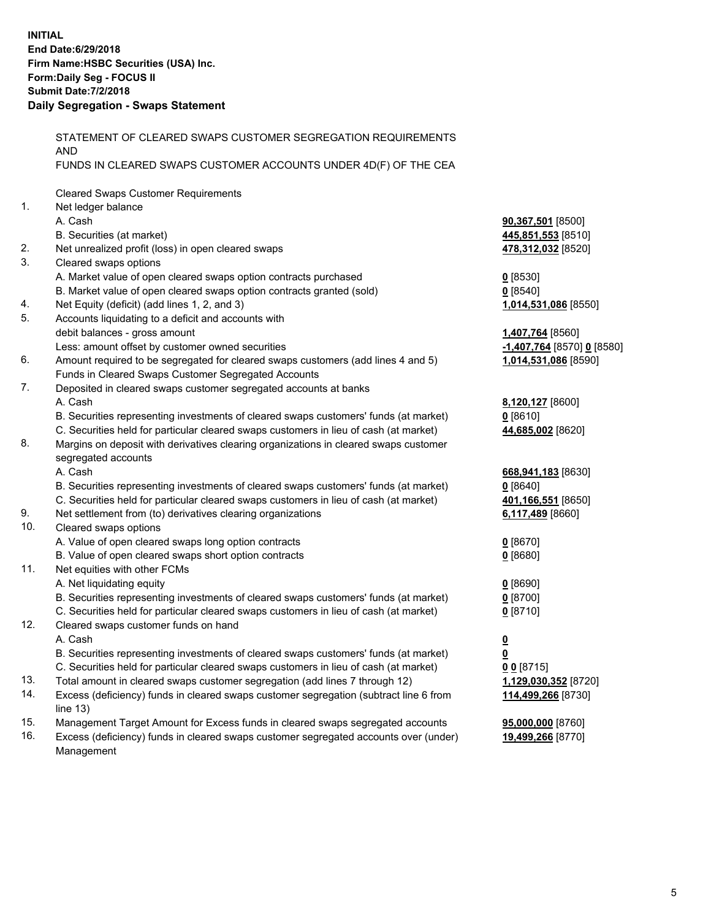**INITIAL**
**End Date:6/29/2018**
**Firm Name:HSBC Securities (USA) Inc.**
**Form:Daily Seg - FOCUS II**
**Submit Date:7/2/2018**
**Daily Segregation - Swaps Statement**

STATEMENT OF CLEARED SWAPS CUSTOMER SEGREGATION REQUIREMENTS AND
FUNDS IN CLEARED SWAPS CUSTOMER ACCOUNTS UNDER 4D(F) OF THE CEA

| | | |
|---|---|---|
| | Cleared Swaps Customer Requirements | |
| 1. | Net ledger balance | |
| | A. Cash | **90,367,501** [8500] |
| | B. Securities (at market) | **445,851,553** [8510] |
| 2. | Net unrealized profit (loss) in open cleared swaps | **478,312,032** [8520] |
| 3. | Cleared swaps options | |
| | A. Market value of open cleared swaps option contracts purchased | **0** [8530] |
| | B. Market value of open cleared swaps option contracts granted (sold) | **0** [8540] |
| 4. | Net Equity (deficit) (add lines 1, 2, and 3) | **1,014,531,086** [8550] |
| 5. | Accounts liquidating to a deficit and accounts with | |
| | debit balances - gross amount | **1,407,764** [8560] |
| | Less: amount offset by customer owned securities | **-1,407,764** [8570] **0** [8580] |
| 6. | Amount required to be segregated for cleared swaps customers (add lines 4 and 5) | **1,014,531,086** [8590] |
| | Funds in Cleared Swaps Customer Segregated Accounts | |
| 7. | Deposited in cleared swaps customer segregated accounts at banks | |
| | A. Cash | **8,120,127** [8600] |
| | B. Securities representing investments of cleared swaps customers' funds (at market) | **0** [8610] |
| | C. Securities held for particular cleared swaps customers in lieu of cash (at market) | **44,685,002** [8620] |
| 8. | Margins on deposit with derivatives clearing organizations in cleared swaps customer segregated accounts | |
| | A. Cash | **668,941,183** [8630] |
| | B. Securities representing investments of cleared swaps customers' funds (at market) | **0** [8640] |
| | C. Securities held for particular cleared swaps customers in lieu of cash (at market) | **401,166,551** [8650] |
| 9. | Net settlement from (to) derivatives clearing organizations | **6,117,489** [8660] |
| 10. | Cleared swaps options | |
| | A. Value of open cleared swaps long option contracts | **0** [8670] |
| | B. Value of open cleared swaps short option contracts | **0** [8680] |
| 11. | Net equities with other FCMs | |
| | A. Net liquidating equity | **0** [8690] |
| | B. Securities representing investments of cleared swaps customers' funds (at market) | **0** [8700] |
| | C. Securities held for particular cleared swaps customers in lieu of cash (at market) | **0** [8710] |
| 12. | Cleared swaps customer funds on hand | |
| | A. Cash | **0** |
| | B. Securities representing investments of cleared swaps customers' funds (at market) | **0** |
| | C. Securities held for particular cleared swaps customers in lieu of cash (at market) | **0** **0** [8715] |
| 13. | Total amount in cleared swaps customer segregation (add lines 7 through 12) | **1,129,030,352** [8720] |
| 14. | Excess (deficiency) funds in cleared swaps customer segregation (subtract line 6 from line 13) | **114,499,266** [8730] |
| 15. | Management Target Amount for Excess funds in cleared swaps segregated accounts | **95,000,000** [8760] |
| 16. | Excess (deficiency) funds in cleared swaps customer segregated accounts over (under) Management | **19,499,266** [8770] |